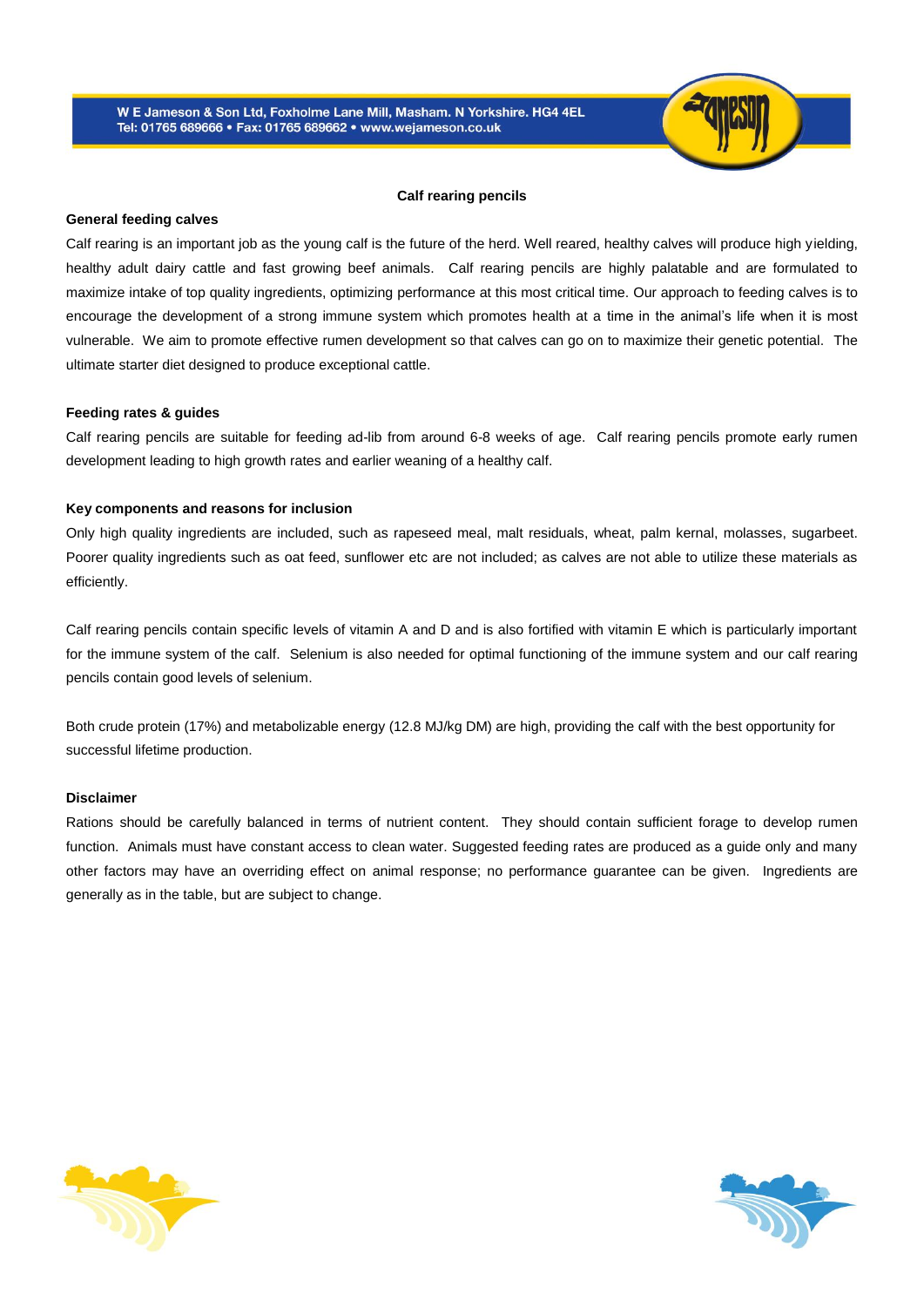# Calf rearing pencils

## General feeding calves

Calf rearing is an important job as the young calf is the future of the herd. Well reared, healthy calves will produce high yielding, healthy adult dairy cattle and fast growing beef animals. Calf rearing pencils are highly palatable and are formulated to maximize intake of top quality ingredients, optimizing performance at this most critical time. Our approach to feeding calves is to encourage the development of a strong immune system which promotes health at a time in the animal's life when it is most vulnerable. We aim to promote effective rumen development so that calves can go on to maximize their genetic potential. The ultimate starter diet designed to produce exceptional cattle.

## Feeding rates & guides

Calf rearing pencils are suitable for feeding ad-lib from around 6-8 weeks of age. Calf rearing pencils promote early rumen development leading to high growth rates and earlier weaning of a healthy calf.

## Key components and reasons for inclusion

Only high quality ingredients are included, such as rapeseed meal, malt residuals, wheat, palm kernal, molasses, sugarbeet. Poorer quality ingredients such as oat feed, sunflower etc are not included; as calves are not able to utilize these materials as efficiently.

Calf rearing pencils contain specific levels of vitamin A and D and is also fortified with vitamin E which is particularly important for the immune system of the calf. Selenium is also needed for optimal functioning of the immune system and our calf rearing pencils contain good levels of selenium.

Both crude protein (17%) and metabolizable energy (12.8 MJ/kg DM) are high, providing the calf with the best opportunity for successful lifetime production.

## Disclaimer

Rations should be carefully balanced in terms of nutrient content. They should contain sufficient forage to develop rumen function. Animals must have constant access to clean water. Suggested feeding rates are produced as a guide only and many other factors may have an overriding effect on animal response; no performance guarantee can be given. Ingredients are generally as in the table, but are subject to change.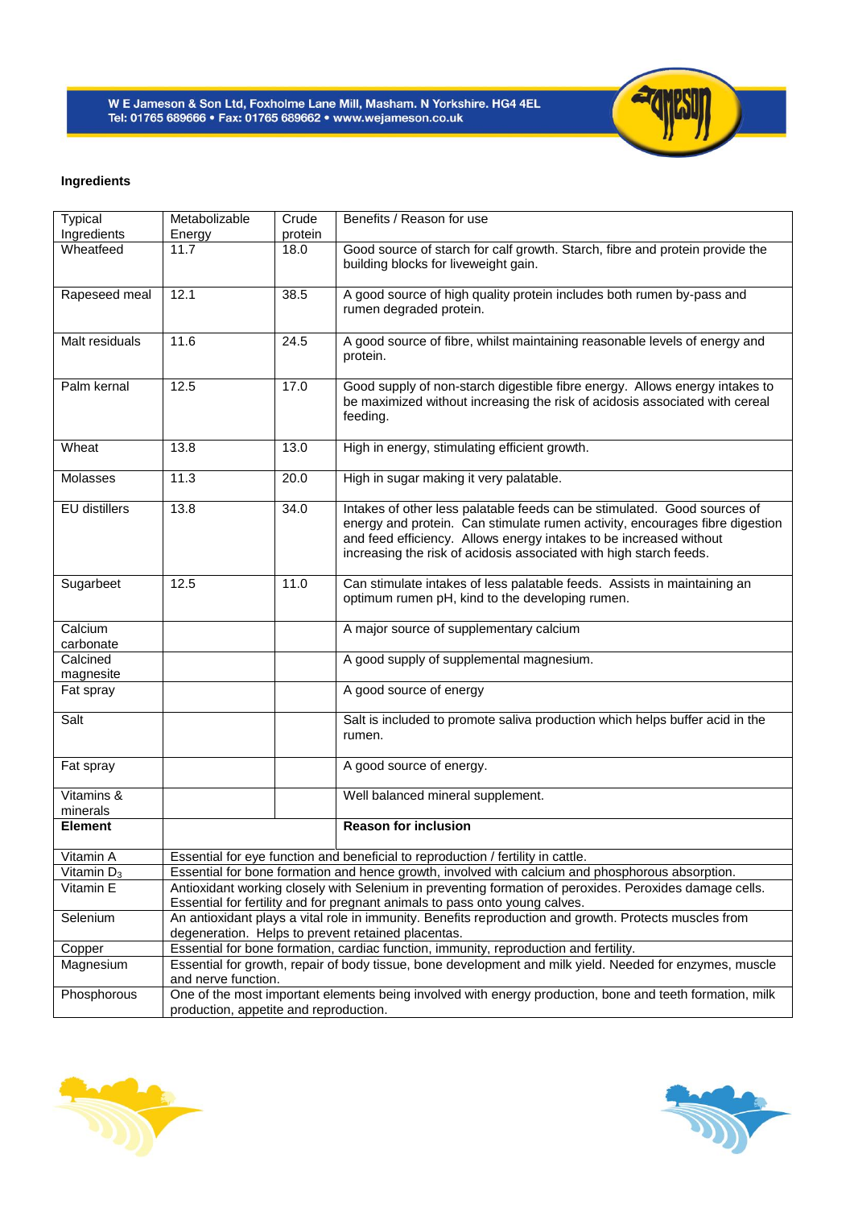**Ingredients**

| Typical Ingredients | Metabolizable Energy | Crude protein | Benefits / Reason for use |
|---|---|---|---|
| Wheatfeed | 11.7 | 18.0 | Good source of starch for calf growth. Starch, fibre and protein provide the building blocks for liveweight gain. |
| Rapeseed meal | 12.1 | 38.5 | A good source of high quality protein includes both rumen by-pass and rumen degraded protein. |
| Malt residuals | 11.6 | 24.5 | A good source of fibre, whilst maintaining reasonable levels of energy and protein. |
| Palm kernal | 12.5 | 17.0 | Good supply of non-starch digestible fibre energy. Allows energy intakes to be maximized without increasing the risk of acidosis associated with cereal feeding. |
| Wheat | 13.8 | 13.0 | High in energy, stimulating efficient growth. |
| Molasses | 11.3 | 20.0 | High in sugar making it very palatable. |
| EU distillers | 13.8 | 34.0 | Intakes of other less palatable feeds can be stimulated. Good sources of energy and protein. Can stimulate rumen activity, encourages fibre digestion and feed efficiency. Allows energy intakes to be increased without increasing the risk of acidosis associated with high starch feeds. |
| Sugarbeet | 12.5 | 11.0 | Can stimulate intakes of less palatable feeds. Assists in maintaining an optimum rumen pH, kind to the developing rumen. |
| Calcium carbonate | | | A major source of supplementary calcium |
| Calcined magnesite | | | A good supply of supplemental magnesium. |
| Fat spray | | | A good source of energy |
| Salt | | | Salt is included to promote saliva production which helps buffer acid in the rumen. |
| Fat spray | | | A good source of energy. |
| Vitamins & minerals | | | Well balanced mineral supplement. |

| **Element** | **Reason for inclusion** |
|---|---|
| Vitamin A | Essential for eye function and beneficial to reproduction / fertility in cattle. |
| Vitamin $D_3$ | Essential for bone formation and hence growth, involved with calcium and phosphorous absorption. |
| Vitamin E | Antioxidant working closely with Selenium in preventing formation of peroxides. Peroxides damage cells. Essential for fertility and for pregnant animals to pass onto young calves. |
| Selenium | An antioxidant plays a vital role in immunity. Benefits reproduction and growth. Protects muscles from degeneration. Helps to prevent retained placentas. |
| Copper | Essential for bone formation, cardiac function, immunity, reproduction and fertility. |
| Magnesium | Essential for growth, repair of body tissue, bone development and milk yield. Needed for enzymes, muscle and nerve function. |
| Phosphorous | One of the most important elements being involved with energy production, bone and teeth formation, milk production, appetite and reproduction. |